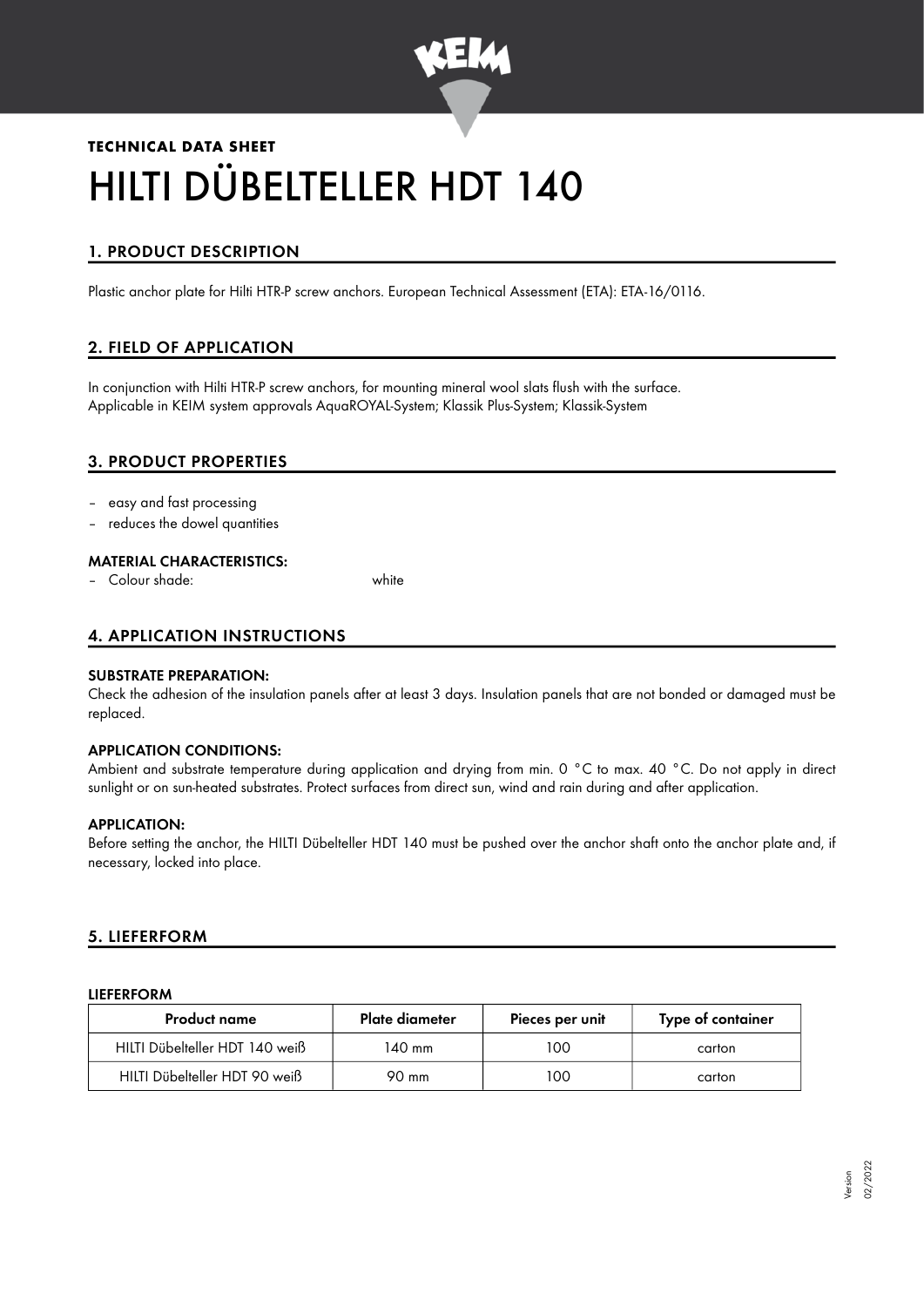**TECHNICAL DATA SHEET**

# HILTI DÜBELTELLER HDT 140

## 1. PRODUCT DESCRIPTION

Plastic anchor plate for Hilti HTR-P screw anchors. European Technical Assessment (ETA): ETA-16/0116.

## 2. FIELD OF APPLICATION

In conjunction with Hilti HTR-P screw anchors, for mounting mineral wool slats flush with the surface.
Applicable in KEIM system approvals AquaROYAL-System; Klassik Plus-System; Klassik-System

## 3. PRODUCT PROPERTIES

- easy and fast processing
- reduces the dowel quantities

### MATERIAL CHARACTERISTICS:

- Colour shade: white

## 4. APPLICATION INSTRUCTIONS

### SUBSTRATE PREPARATION:

Check the adhesion of the insulation panels after at least 3 days. Insulation panels that are not bonded or damaged must be replaced.

### APPLICATION CONDITIONS:

Ambient and substrate temperature during application and drying from min. 0 °C to max. 40 °C. Do not apply in direct sunlight or on sun-heated substrates. Protect surfaces from direct sun, wind and rain during and after application.

### APPLICATION:

Before setting the anchor, the HILTI Dübelteller HDT 140 must be pushed over the anchor shaft onto the anchor plate and, if necessary, locked into place.

## 5. LIEFERFORM

### LIEFERFORM

| Product name | Plate diameter | Pieces per unit | Type of container |
|---|---|---|---|
| HILTI Dübelteller HDT 140 weiß | 140 mm | 100 | carton |
| HILTI Dübelteller HDT 90 weiß | 90 mm | 100 | carton |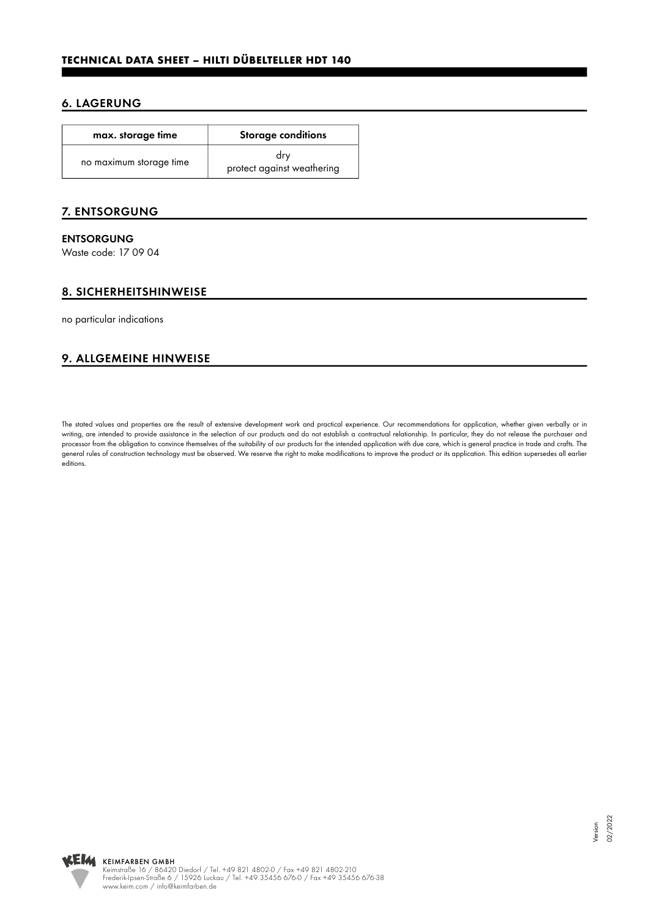## 6. LAGERUNG

| max. storage time | Storage conditions |
| --- | --- |
| no maximum storage time | dry<br>protect against weathering |

## 7. ENTSORGUNG

**ENTSORGUNG**

Waste code: 17 09 04

## 8. SICHERHEITSHINWEISE

no particular indications

## 9. ALLGEMEINE HINWEISE

The stated values and properties are the result of extensive development work and practical experience. Our recommendations for application, whether given verbally or in writing, are intended to provide assistance in the selection of our products and do not establish a contractual relationship. In particular, they do not release the purchaser and processor from the obligation to convince themselves of the suitability of our products for the intended application with due care, which is general practice in trade and crafts. The general rules of construction technology must be observed. We reserve the right to make modifications to improve the product or its application. This edition supersedes all earlier editions.

KEIMFARBEN GMBH
Keimstraße 16 / 86420 Diedorf / Tel. +49 821 4802-0 / Fax +49 821 4802-210
Frederik-Ipsen-Straße 6 / 15926 Luckau / Tel. +49 35456 676-0 / Fax +49 35456 676-38
www.keim.com / info@keimfarben.de

Version 02/2022